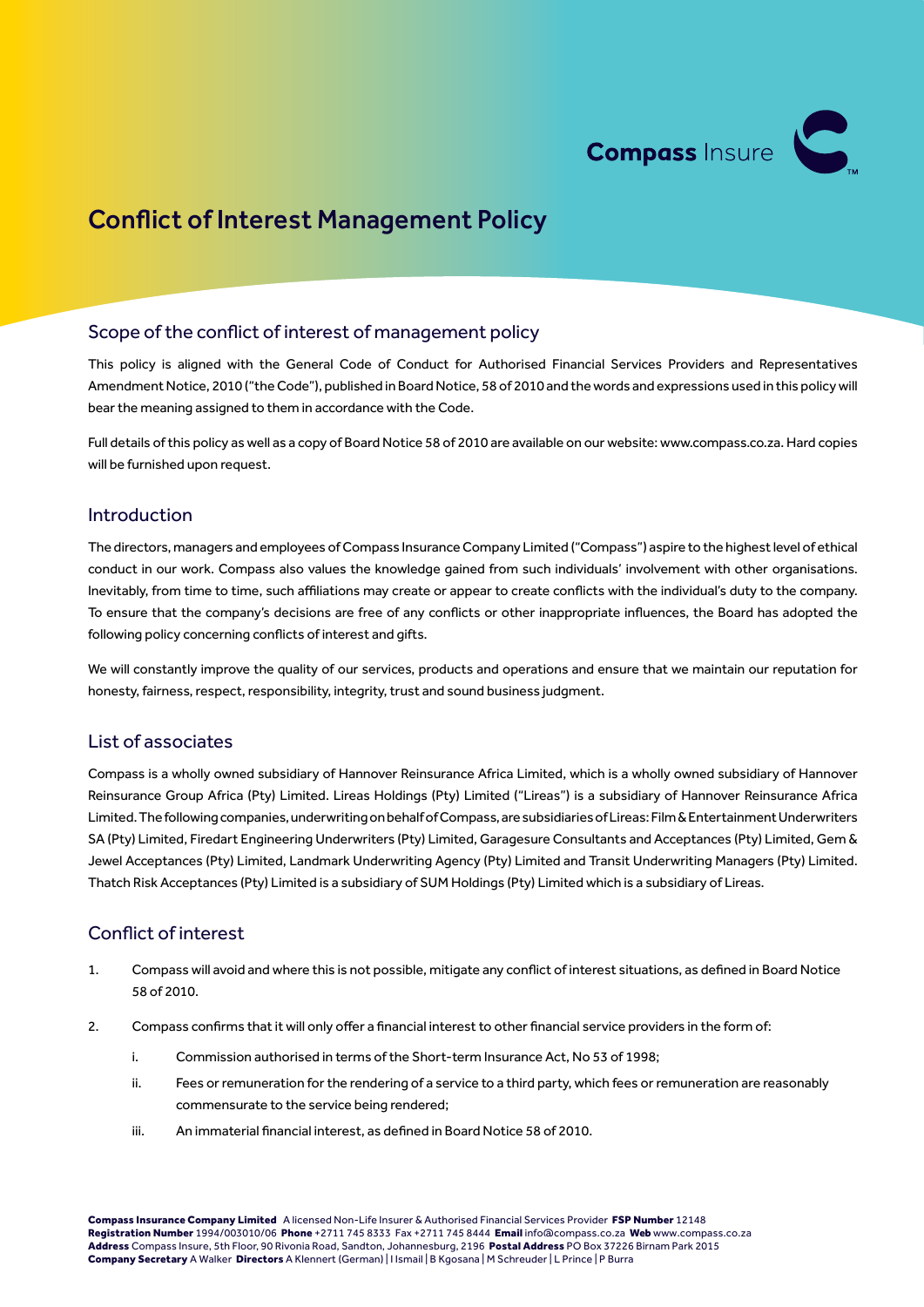# Conflict of Interest Management Policy

## Scope of the conflict of interest of management policy

This policy is aligned with the General Code of Conduct for Authorised Financial Services Providers and Representatives Amendment Notice, 2010 ("the Code"), published in Board Notice, 58 of 2010 and the words and expressions used in this policy will bear the meaning assigned to them in accordance with the Code.

Full details of this policy as well as a copy of Board Notice 58 of 2010 are available on our website: www.compass.co.za. Hard copies will be furnished upon request.

## Introduction

The directors, managers and employees of Compass Insurance Company Limited ("Compass") aspire to the highest level of ethical conduct in our work. Compass also values the knowledge gained from such individuals' involvement with other organisations. Inevitably, from time to time, such affiliations may create or appear to create conflicts with the individual's duty to the company. To ensure that the company's decisions are free of any conflicts or other inappropriate influences, the Board has adopted the following policy concerning conflicts of interest and gifts.

We will constantly improve the quality of our services, products and operations and ensure that we maintain our reputation for honesty, fairness, respect, responsibility, integrity, trust and sound business judgment.

## List of associates

Compass is a wholly owned subsidiary of Hannover Reinsurance Africa Limited, which is a wholly owned subsidiary of Hannover Reinsurance Group Africa (Pty) Limited. Lireas Holdings (Pty) Limited ("Lireas") is a subsidiary of Hannover Reinsurance Africa Limited. The following companies, underwriting on behalf of Compass, are subsidiaries of Lireas: Film & Entertainment Underwriters SA (Pty) Limited, Firedart Engineering Underwriters (Pty) Limited, Garagesure Consultants and Acceptances (Pty) Limited, Gem & Jewel Acceptances (Pty) Limited, Landmark Underwriting Agency (Pty) Limited and Transit Underwriting Managers (Pty) Limited. Thatch Risk Acceptances (Pty) Limited is a subsidiary of SUM Holdings (Pty) Limited which is a subsidiary of Lireas.

## Conflict of interest

1. Compass will avoid and where this is not possible, mitigate any conflict of interest situations, as defined in Board Notice 58 of 2010.
2. Compass confirms that it will only offer a financial interest to other financial service providers in the form of:
   i. Commission authorised in terms of the Short-term Insurance Act, No 53 of 1998;
   ii. Fees or remuneration for the rendering of a service to a third party, which fees or remuneration are reasonably commensurate to the service being rendered;
   iii. An immaterial financial interest, as defined in Board Notice 58 of 2010.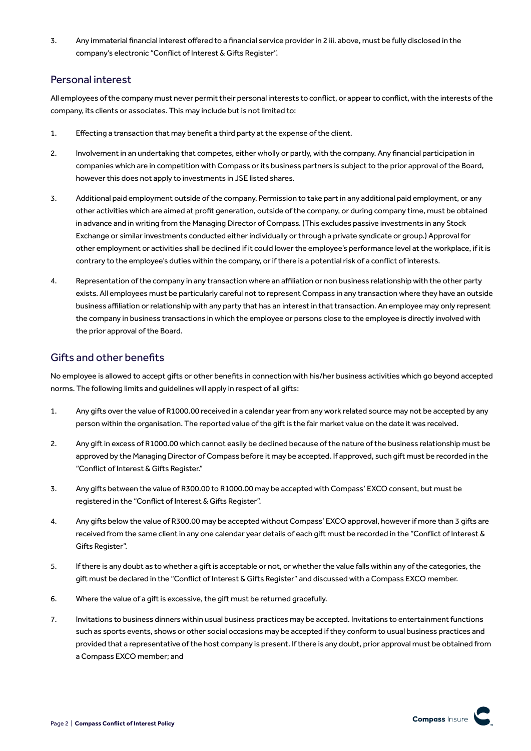3. Any immaterial financial interest offered to a financial service provider in 2 iii. above, must be fully disclosed in the company's electronic "Conflict of Interest & Gifts Register".

## Personal interest

All employees of the company must never permit their personal interests to conflict, or appear to conflict, with the interests of the company, its clients or associates. This may include but is not limited to:

1. Effecting a transaction that may benefit a third party at the expense of the client.
2. Involvement in an undertaking that competes, either wholly or partly, with the company. Any financial participation in companies which are in competition with Compass or its business partners is subject to the prior approval of the Board, however this does not apply to investments in JSE listed shares.
3. Additional paid employment outside of the company. Permission to take part in any additional paid employment, or any other activities which are aimed at profit generation, outside of the company, or during company time, must be obtained in advance and in writing from the Managing Director of Compass. (This excludes passive investments in any Stock Exchange or similar investments conducted either individually or through a private syndicate or group.) Approval for other employment or activities shall be declined if it could lower the employee's performance level at the workplace, if it is contrary to the employee's duties within the company, or if there is a potential risk of a conflict of interests.
4. Representation of the company in any transaction where an affiliation or non business relationship with the other party exists. All employees must be particularly careful not to represent Compass in any transaction where they have an outside business affiliation or relationship with any party that has an interest in that transaction. An employee may only represent the company in business transactions in which the employee or persons close to the employee is directly involved with the prior approval of the Board.

## Gifts and other benefits

No employee is allowed to accept gifts or other benefits in connection with his/her business activities which go beyond accepted norms. The following limits and guidelines will apply in respect of all gifts:

1. Any gifts over the value of R1000.00 received in a calendar year from any work related source may not be accepted by any person within the organisation. The reported value of the gift is the fair market value on the date it was received.
2. Any gift in excess of R1000.00 which cannot easily be declined because of the nature of the business relationship must be approved by the Managing Director of Compass before it may be accepted. If approved, such gift must be recorded in the "Conflict of Interest & Gifts Register."
3. Any gifts between the value of R300.00 to R1000.00 may be accepted with Compass' EXCO consent, but must be registered in the "Conflict of Interest & Gifts Register".
4. Any gifts below the value of R300.00 may be accepted without Compass' EXCO approval, however if more than 3 gifts are received from the same client in any one calendar year details of each gift must be recorded in the "Conflict of Interest & Gifts Register".
5. If there is any doubt as to whether a gift is acceptable or not, or whether the value falls within any of the categories, the gift must be declared in the "Conflict of Interest & Gifts Register" and discussed with a Compass EXCO member.
6. Where the value of a gift is excessive, the gift must be returned gracefully.
7. Invitations to business dinners within usual business practices may be accepted. Invitations to entertainment functions such as sports events, shows or other social occasions may be accepted if they conform to usual business practices and provided that a representative of the host company is present. If there is any doubt, prior approval must be obtained from a Compass EXCO member; and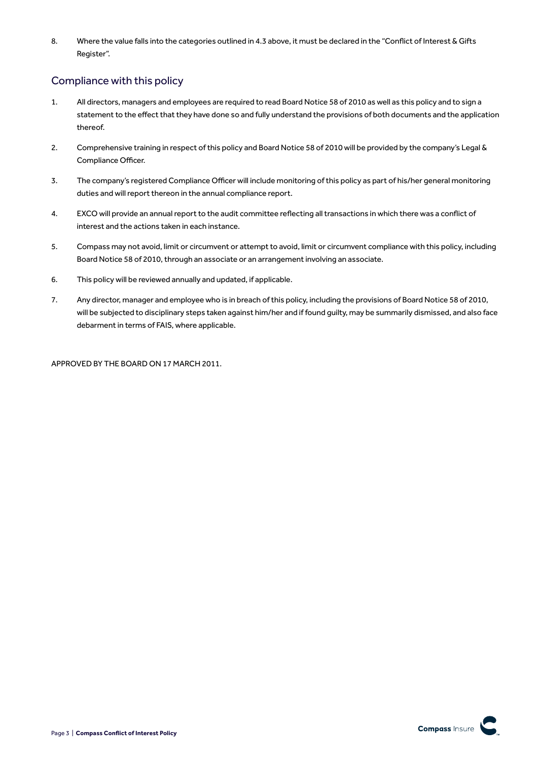8. Where the value falls into the categories outlined in 4.3 above, it must be declared in the "Conflict of Interest & Gifts Register".

## Compliance with this policy

1. All directors, managers and employees are required to read Board Notice 58 of 2010 as well as this policy and to sign a statement to the effect that they have done so and fully understand the provisions of both documents and the application thereof.

2. Comprehensive training in respect of this policy and Board Notice 58 of 2010 will be provided by the company's Legal & Compliance Officer.

3. The company's registered Compliance Officer will include monitoring of this policy as part of his/her general monitoring duties and will report thereon in the annual compliance report.

4. EXCO will provide an annual report to the audit committee reflecting all transactions in which there was a conflict of interest and the actions taken in each instance.

5. Compass may not avoid, limit or circumvent or attempt to avoid, limit or circumvent compliance with this policy, including Board Notice 58 of 2010, through an associate or an arrangement involving an associate.

6. This policy will be reviewed annually and updated, if applicable.

7. Any director, manager and employee who is in breach of this policy, including the provisions of Board Notice 58 of 2010, will be subjected to disciplinary steps taken against him/her and if found guilty, may be summarily dismissed, and also face debarment in terms of FAIS, where applicable.

APPROVED BY THE BOARD ON 17 MARCH 2011.